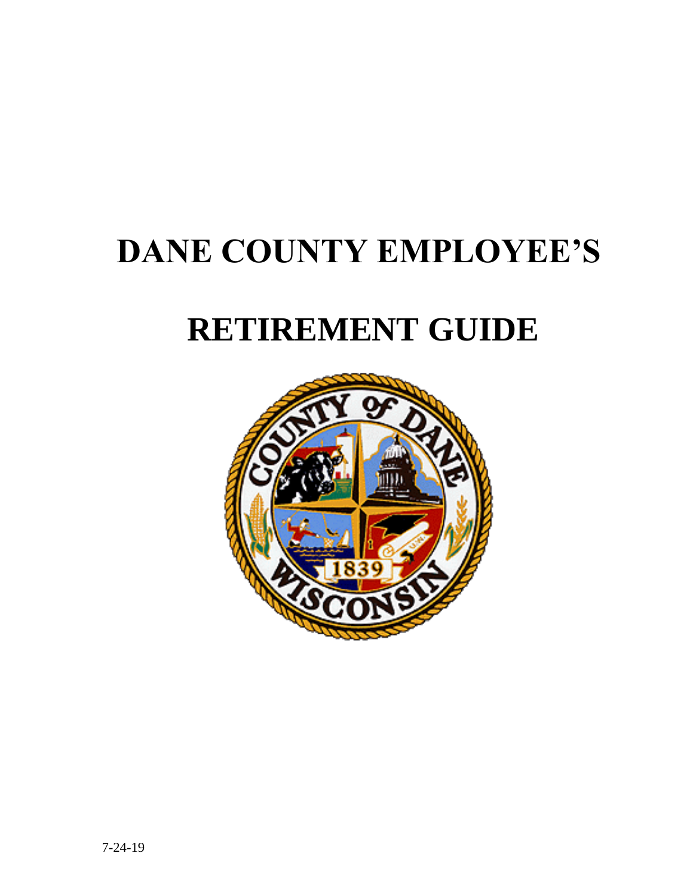# DANE COUNTY EMPLOYEE'S

# RETIREMENT GUIDE

7-24-19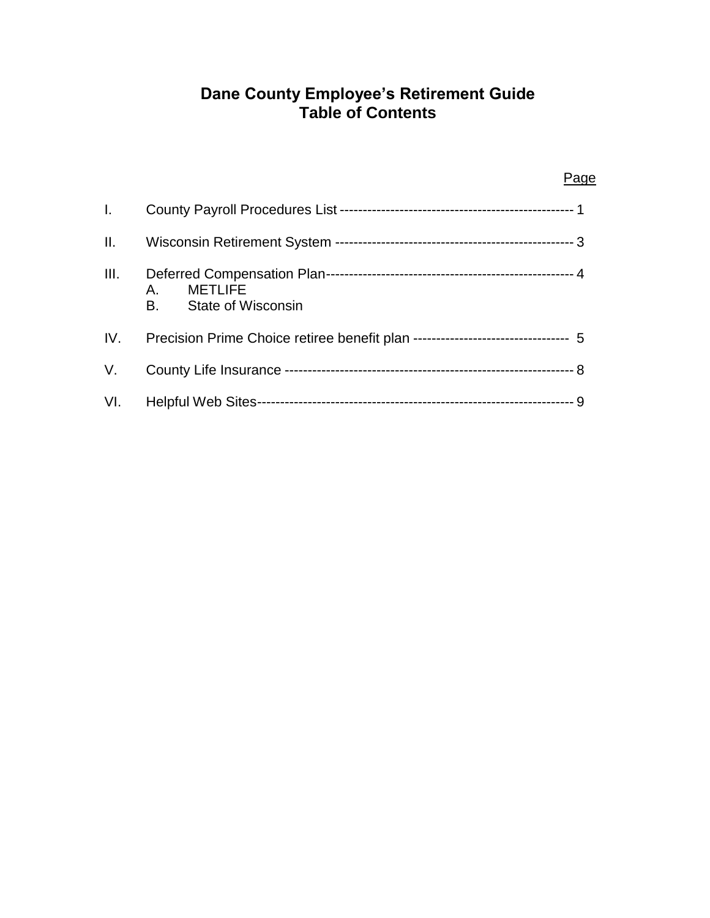# Dane County Employee's Retirement Guide
# Table of Contents

| | | Page |
|---|---|---|
| I. | County Payroll Procedures List | 1 |
| II. | Wisconsin Retirement System | 3 |
| III. | Deferred Compensation Plan<br>A. METLIFE<br>B. State of Wisconsin | 4 |
| IV. | Precision Prime Choice retiree benefit plan | 5 |
| V. | County Life Insurance | 8 |
| VI. | Helpful Web Sites | 9 |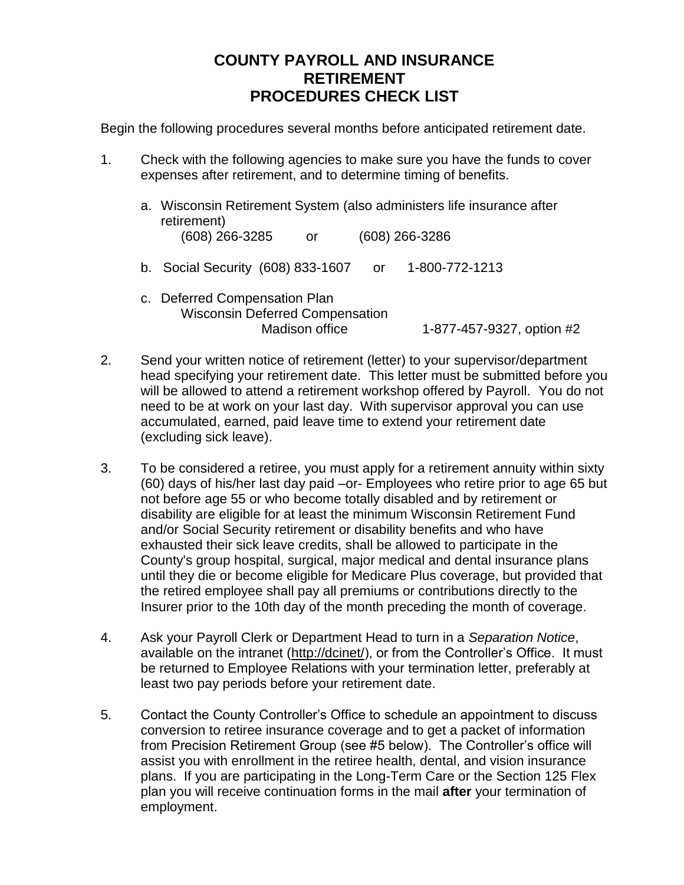# COUNTY PAYROLL AND INSURANCE
# RETIREMENT
# PROCEDURES CHECK LIST

Begin the following procedures several months before anticipated retirement date.

1. Check with the following agencies to make sure you have the funds to cover expenses after retirement, and to determine timing of benefits.

   a. Wisconsin Retirement System (also administers life insurance after retirement)
      (608) 266-3285 or (608) 266-3286

   b. Social Security (608) 833-1607 or 1-800-772-1213

   c. Deferred Compensation Plan
      Wisconsin Deferred Compensation
      Madison office 1-877-457-9327, option #2

2. Send your written notice of retirement (letter) to your supervisor/department head specifying your retirement date. This letter must be submitted before you will be allowed to attend a retirement workshop offered by Payroll. You do not need to be at work on your last day. With supervisor approval you can use accumulated, earned, paid leave time to extend your retirement date (excluding sick leave).

3. To be considered a retiree, you must apply for a retirement annuity within sixty (60) days of his/her last day paid –or- Employees who retire prior to age 65 but not before age 55 or who become totally disabled and by retirement or disability are eligible for at least the minimum Wisconsin Retirement Fund and/or Social Security retirement or disability benefits and who have exhausted their sick leave credits, shall be allowed to participate in the County's group hospital, surgical, major medical and dental insurance plans until they die or become eligible for Medicare Plus coverage, but provided that the retired employee shall pay all premiums or contributions directly to the Insurer prior to the 10th day of the month preceding the month of coverage.

4. Ask your Payroll Clerk or Department Head to turn in a *Separation Notice*, available on the intranet (http://dcinet/), or from the Controller's Office. It must be returned to Employee Relations with your termination letter, preferably at least two pay periods before your retirement date.

5. Contact the County Controller's Office to schedule an appointment to discuss conversion to retiree insurance coverage and to get a packet of information from Precision Retirement Group (see #5 below). The Controller's office will assist you with enrollment in the retiree health, dental, and vision insurance plans. If you are participating in the Long-Term Care or the Section 125 Flex plan you will receive continuation forms in the mail **after** your termination of employment.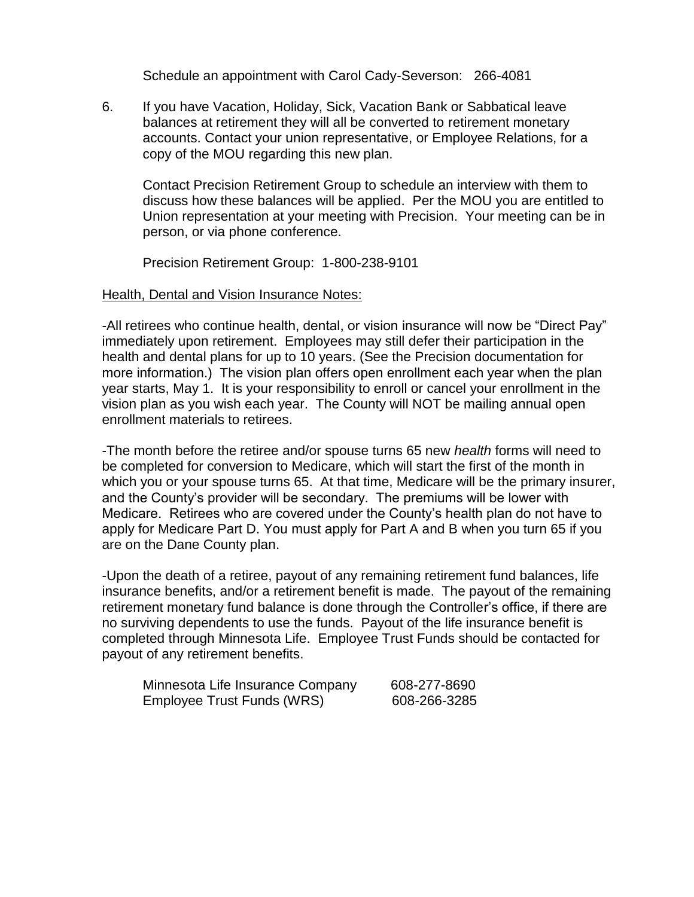Schedule an appointment with Carol Cady-Severson: 266-4081

6. If you have Vacation, Holiday, Sick, Vacation Bank or Sabbatical leave balances at retirement they will all be converted to retirement monetary accounts. Contact your union representative, or Employee Relations, for a copy of the MOU regarding this new plan.

   Contact Precision Retirement Group to schedule an interview with them to discuss how these balances will be applied. Per the MOU you are entitled to Union representation at your meeting with Precision. Your meeting can be in person, or via phone conference.

   Precision Retirement Group: 1-800-238-9101

<u>Health, Dental and Vision Insurance Notes:</u>

-All retirees who continue health, dental, or vision insurance will now be "Direct Pay" immediately upon retirement. Employees may still defer their participation in the health and dental plans for up to 10 years. (See the Precision documentation for more information.) The vision plan offers open enrollment each year when the plan year starts, May 1. It is your responsibility to enroll or cancel your enrollment in the vision plan as you wish each year. The County will NOT be mailing annual open enrollment materials to retirees.

-The month before the retiree and/or spouse turns 65 new *health* forms will need to be completed for conversion to Medicare, which will start the first of the month in which you or your spouse turns 65. At that time, Medicare will be the primary insurer, and the County's provider will be secondary. The premiums will be lower with Medicare. Retirees who are covered under the County's health plan do not have to apply for Medicare Part D. You must apply for Part A and B when you turn 65 if you are on the Dane County plan.

-Upon the death of a retiree, payout of any remaining retirement fund balances, life insurance benefits, and/or a retirement benefit is made. The payout of the remaining retirement monetary fund balance is done through the Controller's office, if there are no surviving dependents to use the funds. Payout of the life insurance benefit is completed through Minnesota Life. Employee Trust Funds should be contacted for payout of any retirement benefits.

| | |
|---|---|
| Minnesota Life Insurance Company | 608-277-8690 |
| Employee Trust Funds (WRS) | 608-266-3285 |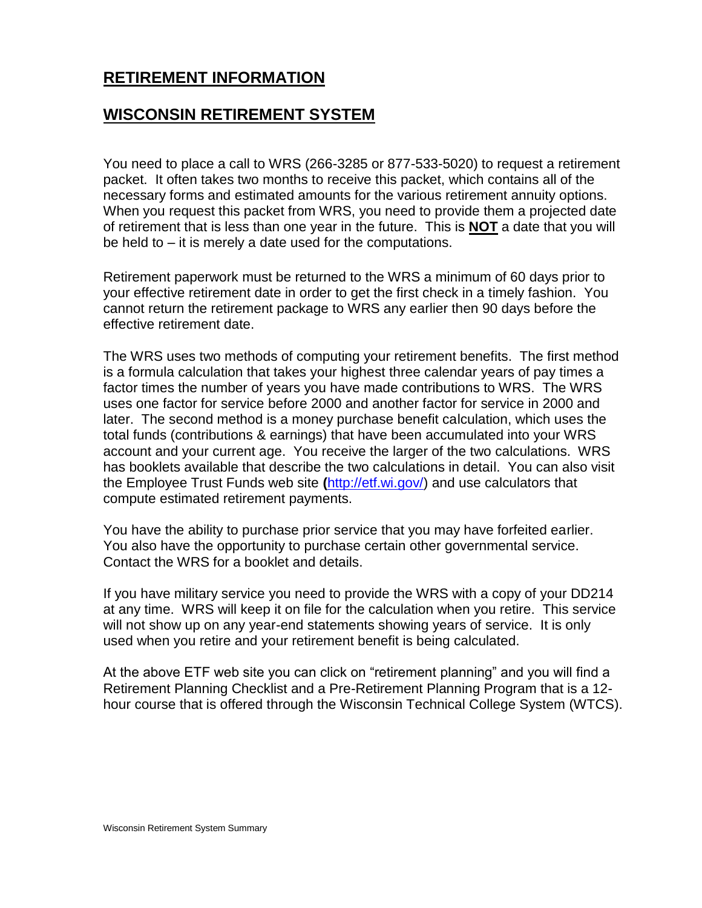# RETIREMENT INFORMATION

## WISCONSIN RETIREMENT SYSTEM

You need to place a call to WRS (266-3285 or 877-533-5020) to request a retirement packet. It often takes two months to receive this packet, which contains all of the necessary forms and estimated amounts for the various retirement annuity options. When you request this packet from WRS, you need to provide them a projected date of retirement that is less than one year in the future. This is **NOT** a date that you will be held to – it is merely a date used for the computations.

Retirement paperwork must be returned to the WRS a minimum of 60 days prior to your effective retirement date in order to get the first check in a timely fashion. You cannot return the retirement package to WRS any earlier then 90 days before the effective retirement date.

The WRS uses two methods of computing your retirement benefits. The first method is a formula calculation that takes your highest three calendar years of pay times a factor times the number of years you have made contributions to WRS. The WRS uses one factor for service before 2000 and another factor for service in 2000 and later. The second method is a money purchase benefit calculation, which uses the total funds (contributions & earnings) that have been accumulated into your WRS account and your current age. You receive the larger of the two calculations. WRS has booklets available that describe the two calculations in detail. You can also visit the Employee Trust Funds web site (http://etf.wi.gov/) and use calculators that compute estimated retirement payments.

You have the ability to purchase prior service that you may have forfeited earlier. You also have the opportunity to purchase certain other governmental service. Contact the WRS for a booklet and details.

If you have military service you need to provide the WRS with a copy of your DD214 at any time. WRS will keep it on file for the calculation when you retire. This service will not show up on any year-end statements showing years of service. It is only used when you retire and your retirement benefit is being calculated.

At the above ETF web site you can click on "retirement planning" and you will find a Retirement Planning Checklist and a Pre-Retirement Planning Program that is a 12-hour course that is offered through the Wisconsin Technical College System (WTCS).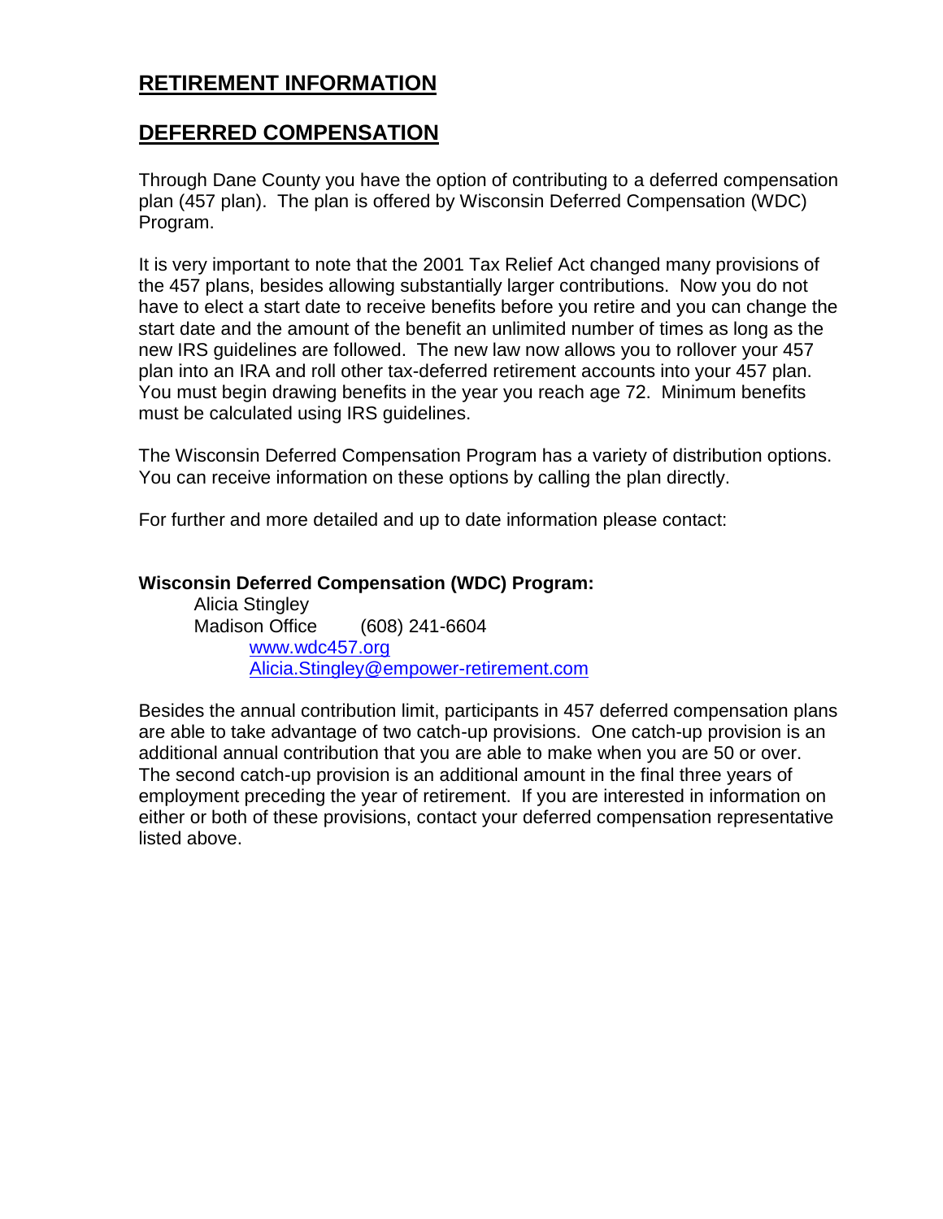# RETIREMENT INFORMATION

## DEFERRED COMPENSATION

Through Dane County you have the option of contributing to a deferred compensation plan (457 plan). The plan is offered by Wisconsin Deferred Compensation (WDC) Program.

It is very important to note that the 2001 Tax Relief Act changed many provisions of the 457 plans, besides allowing substantially larger contributions. Now you do not have to elect a start date to receive benefits before you retire and you can change the start date and the amount of the benefit an unlimited number of times as long as the new IRS guidelines are followed. The new law now allows you to rollover your 457 plan into an IRA and roll other tax-deferred retirement accounts into your 457 plan. You must begin drawing benefits in the year you reach age 72. Minimum benefits must be calculated using IRS guidelines.

The Wisconsin Deferred Compensation Program has a variety of distribution options. You can receive information on these options by calling the plan directly.

For further and more detailed and up to date information please contact:

**Wisconsin Deferred Compensation (WDC) Program:**

Alicia Stingley
Madison Office (608) 241-6604
www.wdc457.org
Alicia.Stingley@empower-retirement.com

Besides the annual contribution limit, participants in 457 deferred compensation plans are able to take advantage of two catch-up provisions. One catch-up provision is an additional annual contribution that you are able to make when you are 50 or over. The second catch-up provision is an additional amount in the final three years of employment preceding the year of retirement. If you are interested in information on either or both of these provisions, contact your deferred compensation representative listed above.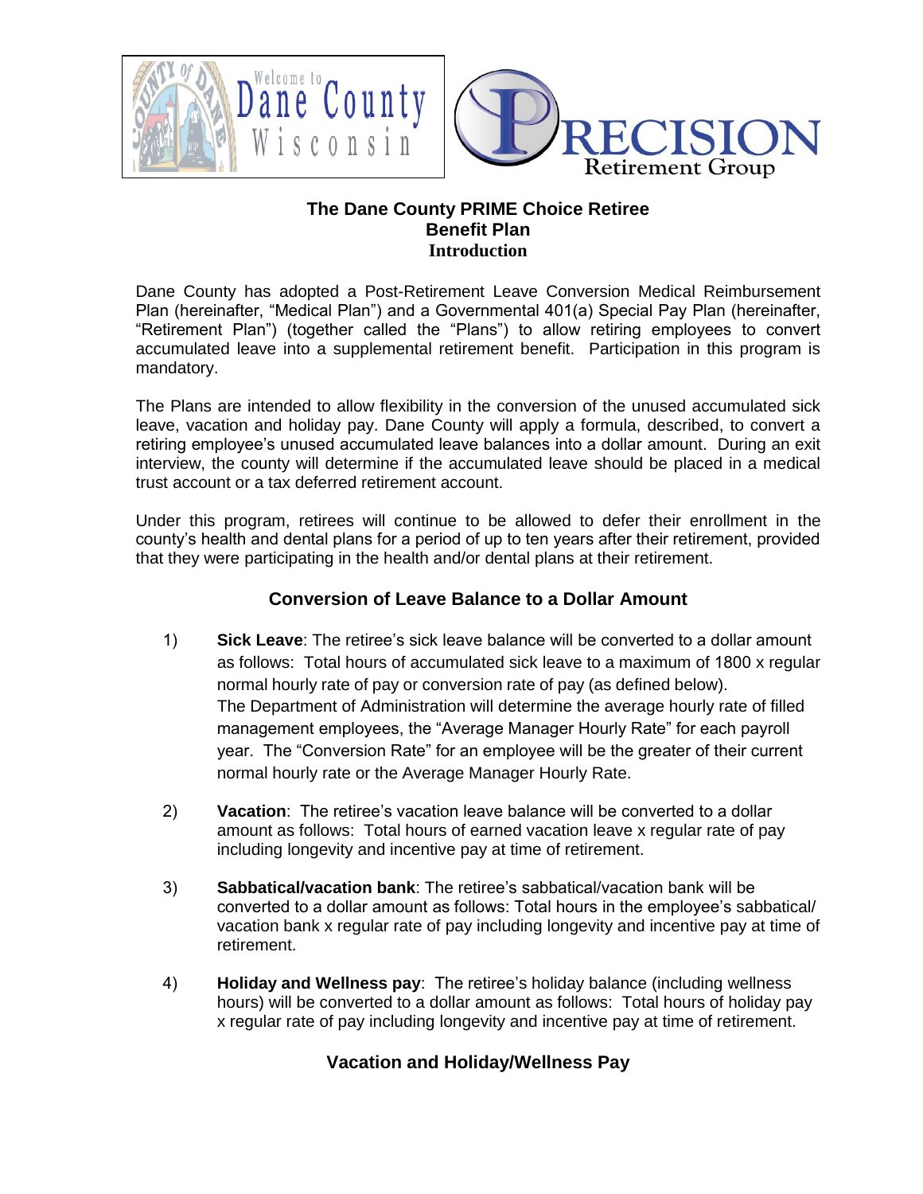# The Dane County PRIME Choice Retiree Benefit Plan

## Introduction

Dane County has adopted a Post-Retirement Leave Conversion Medical Reimbursement Plan (hereinafter, "Medical Plan") and a Governmental 401(a) Special Pay Plan (hereinafter, "Retirement Plan") (together called the "Plans") to allow retiring employees to convert accumulated leave into a supplemental retirement benefit. Participation in this program is mandatory.

The Plans are intended to allow flexibility in the conversion of the unused accumulated sick leave, vacation and holiday pay. Dane County will apply a formula, described, to convert a retiring employee's unused accumulated leave balances into a dollar amount. During an exit interview, the county will determine if the accumulated leave should be placed in a medical trust account or a tax deferred retirement account.

Under this program, retirees will continue to be allowed to defer their enrollment in the county's health and dental plans for a period of up to ten years after their retirement, provided that they were participating in the health and/or dental plans at their retirement.

## Conversion of Leave Balance to a Dollar Amount

1) **Sick Leave**: The retiree's sick leave balance will be converted to a dollar amount as follows: Total hours of accumulated sick leave to a maximum of 1800 x regular normal hourly rate of pay or conversion rate of pay (as defined below). The Department of Administration will determine the average hourly rate of filled management employees, the "Average Manager Hourly Rate" for each payroll year. The "Conversion Rate" for an employee will be the greater of their current normal hourly rate or the Average Manager Hourly Rate.

2) **Vacation**: The retiree's vacation leave balance will be converted to a dollar amount as follows: Total hours of earned vacation leave x regular rate of pay including longevity and incentive pay at time of retirement.

3) **Sabbatical/vacation bank**: The retiree's sabbatical/vacation bank will be converted to a dollar amount as follows: Total hours in the employee's sabbatical/ vacation bank x regular rate of pay including longevity and incentive pay at time of retirement.

4) **Holiday and Wellness pay**: The retiree's holiday balance (including wellness hours) will be converted to a dollar amount as follows: Total hours of holiday pay x regular rate of pay including longevity and incentive pay at time of retirement.

## Vacation and Holiday/Wellness Pay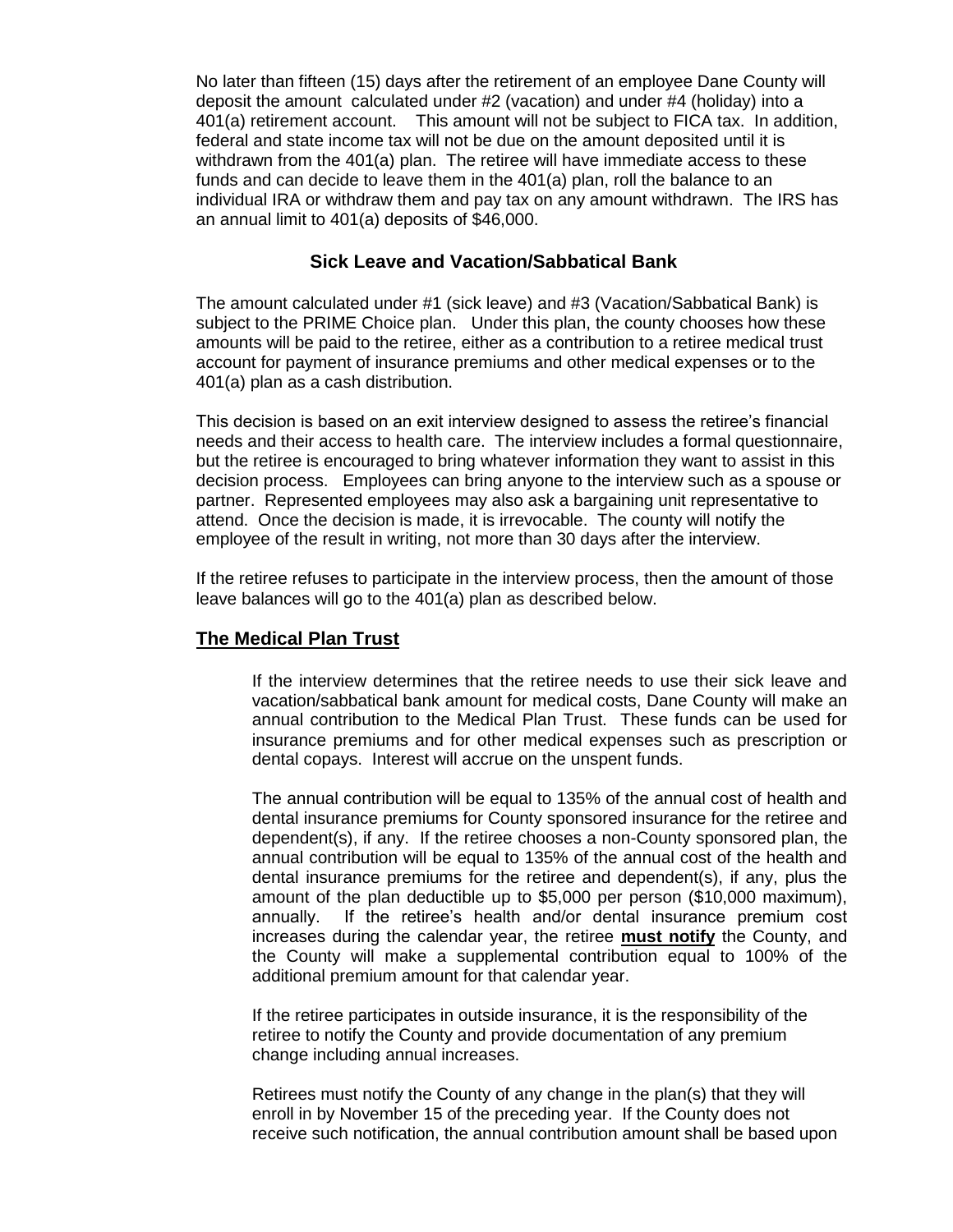No later than fifteen (15) days after the retirement of an employee Dane County will deposit the amount calculated under #2 (vacation) and under #4 (holiday) into a 401(a) retirement account. This amount will not be subject to FICA tax. In addition, federal and state income tax will not be due on the amount deposited until it is withdrawn from the 401(a) plan. The retiree will have immediate access to these funds and can decide to leave them in the 401(a) plan, roll the balance to an individual IRA or withdraw them and pay tax on any amount withdrawn. The IRS has an annual limit to 401(a) deposits of $46,000.

### Sick Leave and Vacation/Sabbatical Bank

The amount calculated under #1 (sick leave) and #3 (Vacation/Sabbatical Bank) is subject to the PRIME Choice plan. Under this plan, the county chooses how these amounts will be paid to the retiree, either as a contribution to a retiree medical trust account for payment of insurance premiums and other medical expenses or to the 401(a) plan as a cash distribution.

This decision is based on an exit interview designed to assess the retiree's financial needs and their access to health care. The interview includes a formal questionnaire, but the retiree is encouraged to bring whatever information they want to assist in this decision process. Employees can bring anyone to the interview such as a spouse or partner. Represented employees may also ask a bargaining unit representative to attend. Once the decision is made, it is irrevocable. The county will notify the employee of the result in writing, not more than 30 days after the interview.

If the retiree refuses to participate in the interview process, then the amount of those leave balances will go to the 401(a) plan as described below.

### The Medical Plan Trust

If the interview determines that the retiree needs to use their sick leave and vacation/sabbatical bank amount for medical costs, Dane County will make an annual contribution to the Medical Plan Trust. These funds can be used for insurance premiums and for other medical expenses such as prescription or dental copays. Interest will accrue on the unspent funds.

The annual contribution will be equal to 135% of the annual cost of health and dental insurance premiums for County sponsored insurance for the retiree and dependent(s), if any. If the retiree chooses a non-County sponsored plan, the annual contribution will be equal to 135% of the annual cost of the health and dental insurance premiums for the retiree and dependent(s), if any, plus the amount of the plan deductible up to $5,000 per person ($10,000 maximum), annually. If the retiree's health and/or dental insurance premium cost increases during the calendar year, the retiree **must notify** the County, and the County will make a supplemental contribution equal to 100% of the additional premium amount for that calendar year.

If the retiree participates in outside insurance, it is the responsibility of the retiree to notify the County and provide documentation of any premium change including annual increases.

Retirees must notify the County of any change in the plan(s) that they will enroll in by November 15 of the preceding year. If the County does not receive such notification, the annual contribution amount shall be based upon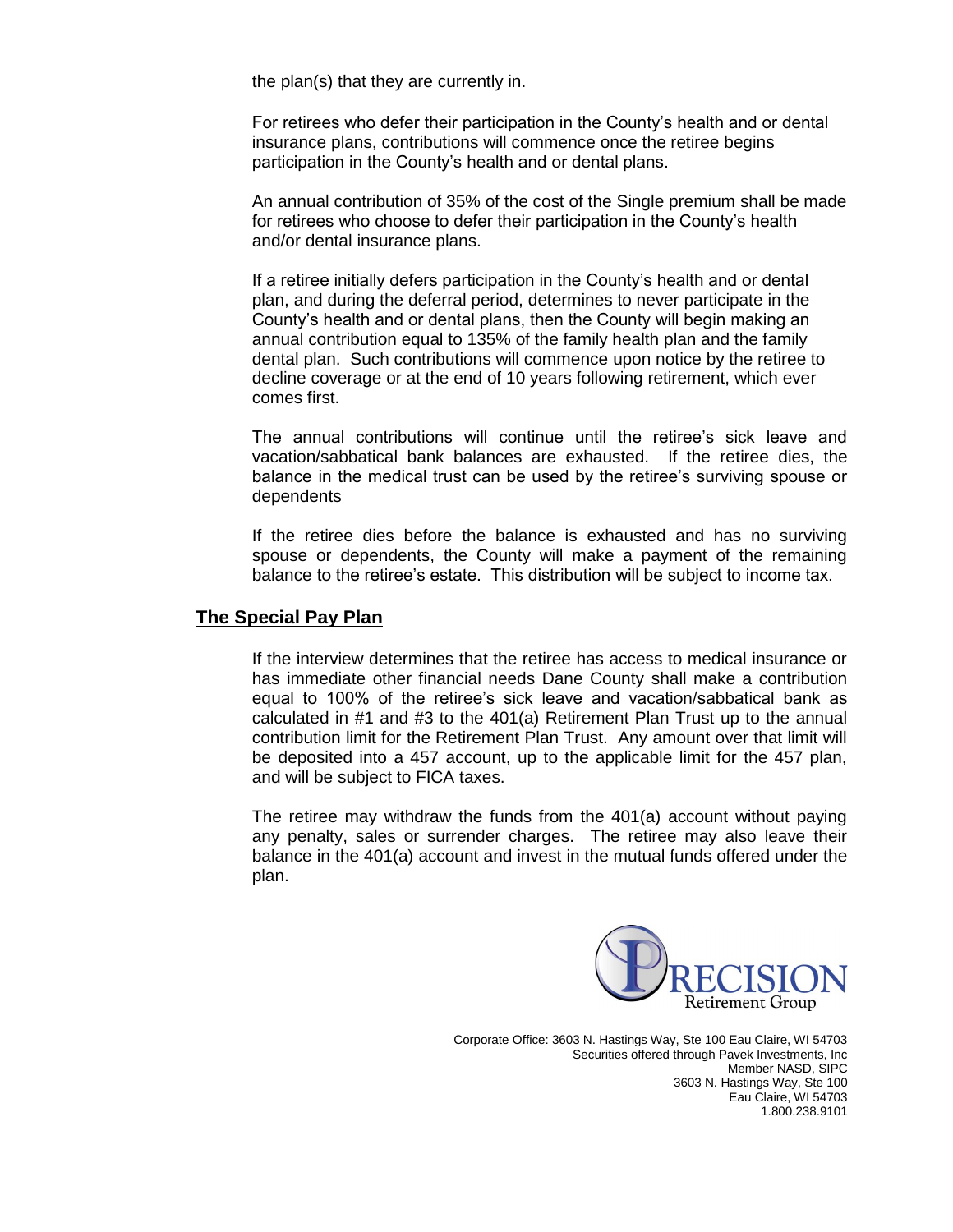the plan(s) that they are currently in.

For retirees who defer their participation in the County's health and or dental insurance plans, contributions will commence once the retiree begins participation in the County's health and or dental plans.

An annual contribution of 35% of the cost of the Single premium shall be made for retirees who choose to defer their participation in the County's health and/or dental insurance plans.

If a retiree initially defers participation in the County's health and or dental plan, and during the deferral period, determines to never participate in the County's health and or dental plans, then the County will begin making an annual contribution equal to 135% of the family health plan and the family dental plan. Such contributions will commence upon notice by the retiree to decline coverage or at the end of 10 years following retirement, which ever comes first.

The annual contributions will continue until the retiree's sick leave and vacation/sabbatical bank balances are exhausted. If the retiree dies, the balance in the medical trust can be used by the retiree's surviving spouse or dependents

If the retiree dies before the balance is exhausted and has no surviving spouse or dependents, the County will make a payment of the remaining balance to the retiree's estate. This distribution will be subject to income tax.

## The Special Pay Plan

If the interview determines that the retiree has access to medical insurance or has immediate other financial needs Dane County shall make a contribution equal to 100% of the retiree's sick leave and vacation/sabbatical bank as calculated in #1 and #3 to the 401(a) Retirement Plan Trust up to the annual contribution limit for the Retirement Plan Trust. Any amount over that limit will be deposited into a 457 account, up to the applicable limit for the 457 plan, and will be subject to FICA taxes.

The retiree may withdraw the funds from the 401(a) account without paying any penalty, sales or surrender charges. The retiree may also leave their balance in the 401(a) account and invest in the mutual funds offered under the plan.

PRECISION Retirement Group

Corporate Office: 3603 N. Hastings Way, Ste 100 Eau Claire, WI 54703
Securities offered through Pavek Investments, Inc
Member NASD, SIPC
3603 N. Hastings Way, Ste 100
Eau Claire, WI 54703
1.800.238.9101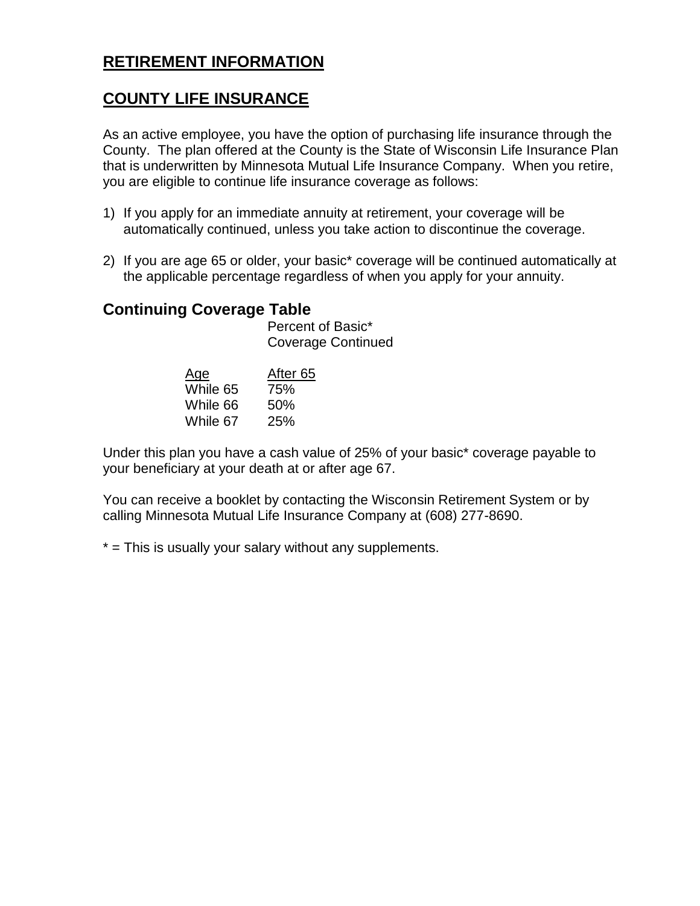## RETIREMENT INFORMATION

## COUNTY LIFE INSURANCE

As an active employee, you have the option of purchasing life insurance through the County. The plan offered at the County is the State of Wisconsin Life Insurance Plan that is underwritten by Minnesota Mutual Life Insurance Company. When you retire, you are eligible to continue life insurance coverage as follows:

1) If you apply for an immediate annuity at retirement, your coverage will be automatically continued, unless you take action to discontinue the coverage.

2) If you are age 65 or older, your basic* coverage will be continued automatically at the applicable percentage regardless of when you apply for your annuity.

### Continuing Coverage Table

| | Percent of Basic* Coverage Continued |
|---|---|
| Age | After 65 |
| While 65 | 75% |
| While 66 | 50% |
| While 67 | 25% |

Under this plan you have a cash value of 25% of your basic* coverage payable to your beneficiary at your death at or after age 67.

You can receive a booklet by contacting the Wisconsin Retirement System or by calling Minnesota Mutual Life Insurance Company at (608) 277-8690.

* = This is usually your salary without any supplements.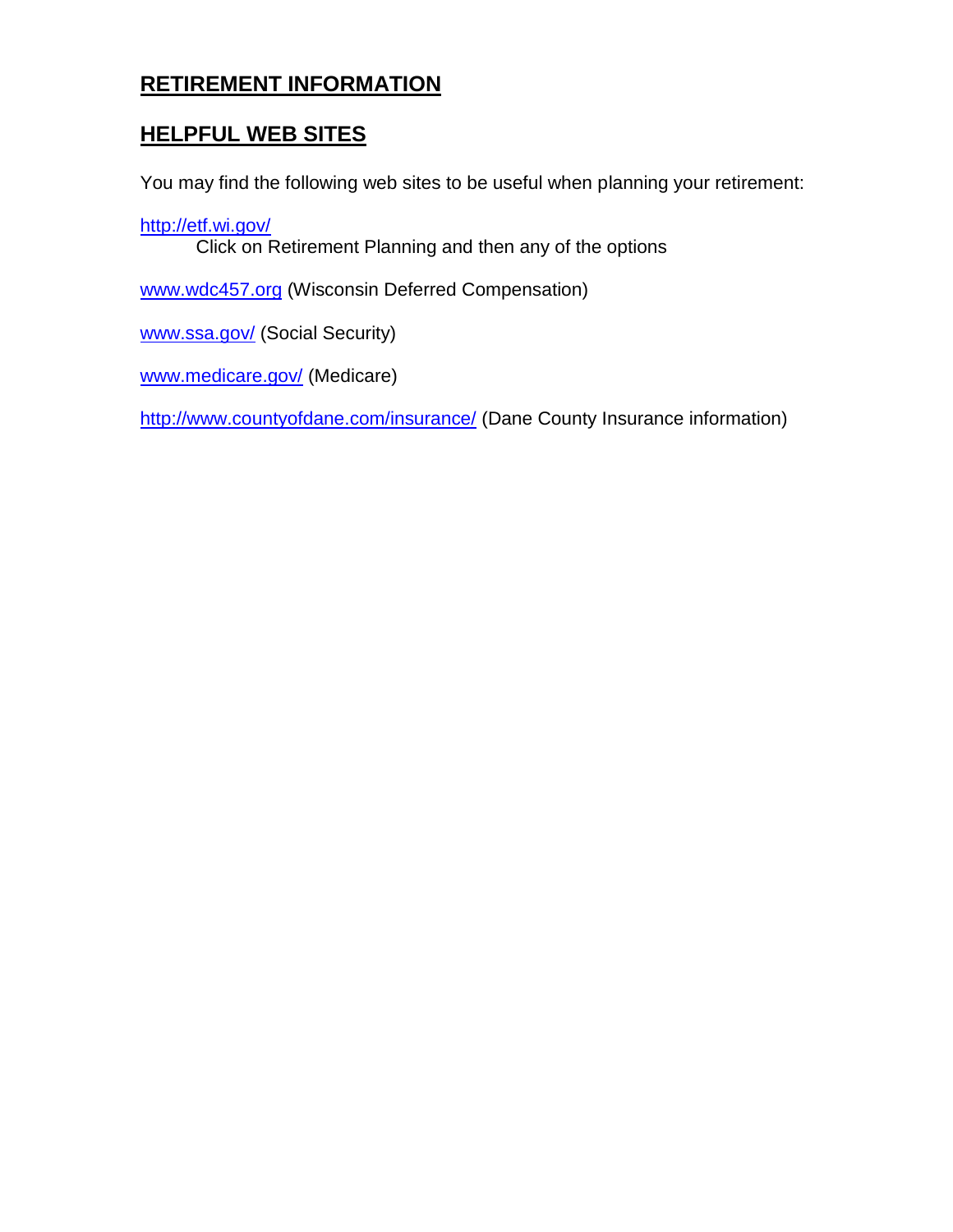## RETIREMENT INFORMATION

## HELPFUL WEB SITES

You may find the following web sites to be useful when planning your retirement:

http://etf.wi.gov/
Click on Retirement Planning and then any of the options

www.wdc457.org (Wisconsin Deferred Compensation)

www.ssa.gov/ (Social Security)

www.medicare.gov/ (Medicare)

http://www.countyofdane.com/insurance/ (Dane County Insurance information)